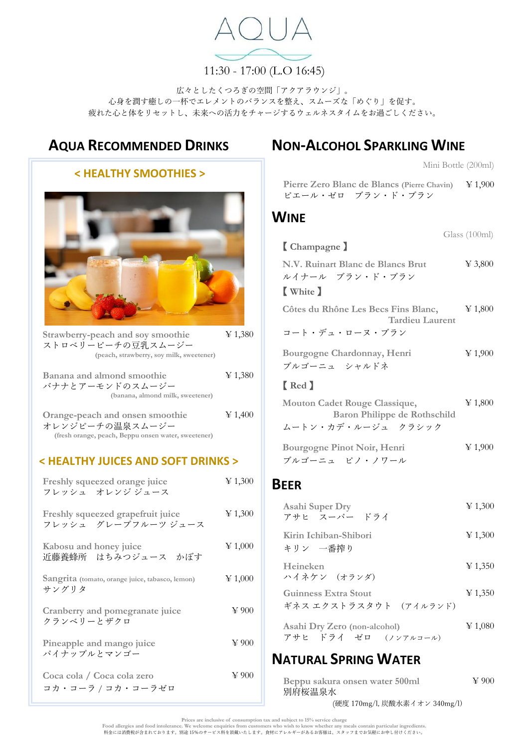# AQUA

11:30 - 17:00 (L.O 16:45)

広々としたくつろぎの空間「アクアラウンジ」。
心身を潤す癒しの一杯でエレメントのバランスを整え、スムーズな「めぐり」を促す。
疲れた心と体をリセットし、未来への活力をチャージするウェルネスタイムをお過ごしください。

## AQUA RECOMMENDED DRINKS

### < HEALTHY SMOOTHIES >

Strawberry-peach and soy smoothie ¥ 1,380
ストロベリーピーチの豆乳スムージー
(peach, strawberry, soy milk, sweetener)

Banana and almond smoothie ¥ 1,380
バナナとアーモンドのスムージー
(banana, almond milk, sweetener)

Orange-peach and onsen smoothie ¥ 1,400
オレンジピーチの温泉スムージー
(fresh orange, peach, Beppu onsen water, sweetener)

### < HEALTHY JUICES AND SOFT DRINKS >

Freshly squeezed orange juice ¥ 1,300
フレッシュ　オレンジ ジュース

Freshly squeezed grapefruit juice ¥ 1,300
フレッシュ　グレープフルーツ ジュース

Kabosu and honey juice ¥ 1,000
近藤養蜂所　はちみつジュース　かぼす

Sangrita (tomato, orange juice, tabasco, lemon) ¥ 1,000
サングリタ

Cranberry and pomegranate juice ¥ 900
クランベリーとザクロ

Pineapple and mango juice ¥ 900
パイナップルとマンゴー

Coca cola / Coca cola zero ¥ 900
コカ・コーラ / コカ・コーラゼロ

## NON-ALCOHOL SPARKLING WINE

Mini Bottle (200ml)

Pierre Zero Blanc de Blancs (Pierre Chavin) ¥ 1,900
ピエール・ゼロ　ブラン・ド・ブラン

## WINE

Glass (100ml)

【 Champagne 】

N.V. Ruinart Blanc de Blancs Brut ¥ 3,800
ルイナール　ブラン・ド・ブラン

【 White 】

Côtes du Rhône Les Becs Fins Blanc, Tardieu Laurent ¥ 1,800
コート・デュ・ローヌ・ブラン

Bourgogne Chardonnay, Henri ¥ 1,900
ブルゴーニュ　シャルドネ

【 Red 】

Mouton Cadet Rouge Classique, Baron Philippe de Rothschild ¥ 1,800
ムートン・カデ・ルージュ　クラシック

Bourgogne Pinot Noir, Henri ¥ 1,900
ブルゴーニュ　ピノ・ノワール

## BEER

Asahi Super Dry ¥ 1,300
アサヒ　スーパー　ドライ

Kirin Ichiban-Shibori ¥ 1,300
キリン　一番搾り

Heineken ¥ 1,350
ハイネケン　(オランダ)

Guinness Extra Stout ¥ 1,350
ギネス エクストラスタウト　(アイルランド)

Asahi Dry Zero (non-alcohol) ¥ 1,080
アサヒ　ドライ　ゼロ　(ノンアルコール)

## NATURAL SPRING WATER

Beppu sakura onsen water 500ml ¥ 900
別府桜温泉水
(硬度 170mg/l, 炭酸水素イオン 340mg/l)

Prices are inclusive of consumption tax and subject to 15% service charge
Food allergies and food intolerance. We welcome enquiries from customers who wish to know whether any meals contain particular ingredients.
料金には消費税が含まれております。別途 15%のサービス料を頂戴いたします。食材にアレルギーがあるお客様は、スタッフまでお気軽にお申し付けください。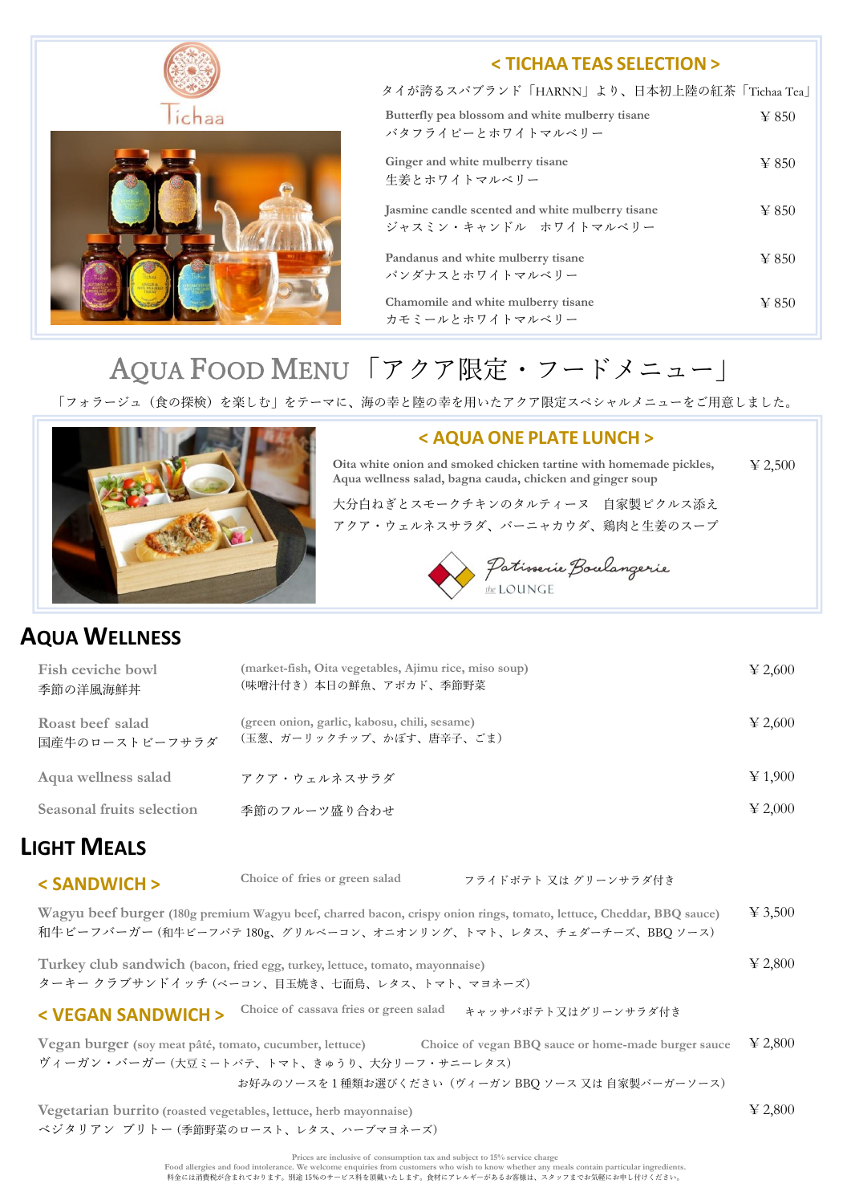Tichaa

## < TICHAA TEAS SELECTION >

タイが誇るスパブランド「HARNN」より、日本初上陸の紅茶「Tichaa Tea」

| | |
|---|---|
| Butterfly pea blossom and white mulberry tisane<br>バタフライピーとホワイトマルベリー | ￥850 |
| Ginger and white mulberry tisane<br>生姜とホワイトマルベリー | ￥850 |
| Jasmine candle scented and white mulberry tisane<br>ジャスミン・キャンドル　ホワイトマルベリー | ￥850 |
| Pandanus and white mulberry tisane<br>パンダナスとホワイトマルベリー | ￥850 |
| Chamomile and white mulberry tisane<br>カモミールとホワイトマルベリー | ￥850 |

# AQUA FOOD MENU「アクア限定・フードメニュー」

「フォラージュ（食の探検）を楽しむ」をテーマに、海の幸と陸の幸を用いたアクア限定スペシャルメニューをご用意しました。

## < AQUA ONE PLATE LUNCH >

Oita white onion and smoked chicken tartine with homemade pickles, Aqua wellness salad, bagna cauda, chicken and ginger soup ￥2,500

大分白ねぎとスモークチキンのタルティーヌ　自家製ピクルス添え
アクア・ウェルネスサラダ、バーニャカウダ、鶏肉と生姜のスープ

Patisserie Boulangerie the LOUNGE

## AQUA WELLNESS

| | | |
|---|---|---|
| Fish ceviche bowl<br>季節の洋風海鮮丼 | (market-fish, Oita vegetables, Ajimu rice, miso soup)<br>（味噌汁付き）本日の鮮魚、アボカド、季節野菜 | ￥2,600 |
| Roast beef salad<br>国産牛のローストビーフサラダ | (green onion, garlic, kabosu, chili, sesame)<br>（玉葱、ガーリックチップ、かぼす、唐辛子、ごま） | ￥2,600 |
| Aqua wellness salad | アクア・ウェルネスサラダ | ￥1,900 |
| Seasonal fruits selection | 季節のフルーツ盛り合わせ | ￥2,000 |

## LIGHT MEALS

### < SANDWICH >

Choice of fries or green salad　フライドポテト 又は グリーンサラダ付き

**Wagyu beef burger** (180g premium Wagyu beef, charred bacon, crispy onion rings, tomato, lettuce, Cheddar, BBQ sauce) ￥3,500
和牛ビーフバーガー（和牛ビーフパテ 180g、グリルベーコン、オニオンリング、トマト、レタス、チェダーチーズ、BBQ ソース）

**Turkey club sandwich** (bacon, fried egg, turkey, lettuce, tomato, mayonnaise) ￥2,800
ターキー クラブサンドイッチ（ベーコン、目玉焼き、七面鳥、レタス、トマト、マヨネーズ）

### < VEGAN SANDWICH >

Choice of cassava fries or green salad　キャッサバポテト又はグリーンサラダ付き

**Vegan burger** (soy meat pâté, tomato, cucumber, lettuce)　Choice of vegan BBQ sauce or home-made burger sauce ￥2,800
ヴィーガン・バーガー（大豆ミートパテ、トマト、きゅうり、大分リーフ・サニーレタス）
お好みのソースを 1 種類お選びください（ヴィーガン BBQ ソース 又は 自家製バーガーソース）

**Vegetarian burrito** (roasted vegetables, lettuce, herb mayonnaise) ￥2,800
ベジタリアン ブリトー（季節野菜のロースト、レタス、ハーブマヨネーズ）

Prices are inclusive of consumption tax and subject to 15% service charge
Food allergies and food intolerance. We welcome enquiries from customers who wish to know whether any meals contain particular ingredients.
料金には消費税が含まれております。別途 15%のサービス料を頂戴いたします。食材にアレルギーがあるお客様は、スタッフまでお気軽にお申し付けください。